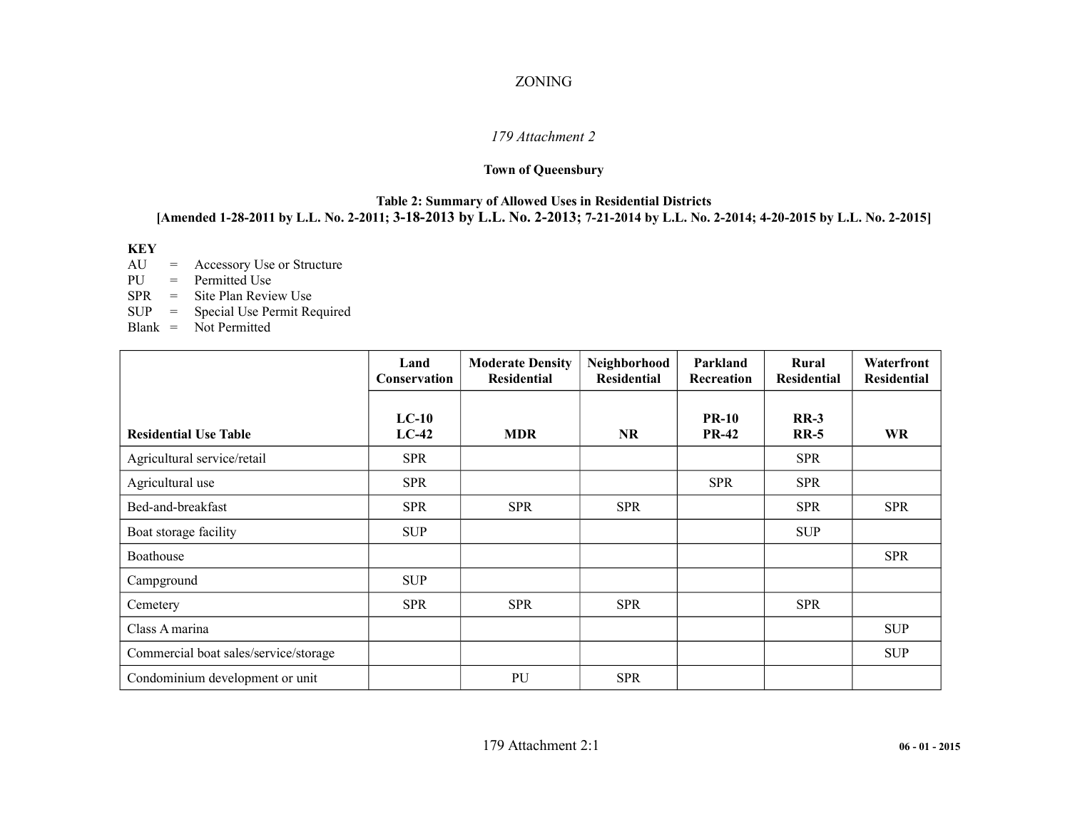# ZONING

*179 Attachment 2*

**Town of Queensbury**

**Table 2: Summary of Allowed Uses in Residential Districts**
**[Amended 1-28-2011 by L.L. No. 2-2011; 3-18-2013 by L.L. No. 2-2013; 7-21-2014 by L.L. No. 2-2014; 4-20-2015 by L.L. No. 2-2015]**

**KEY**
AU = Accessory Use or Structure
PU = Permitted Use
SPR = Site Plan Review Use
SUP = Special Use Permit Required
Blank = Not Permitted

| | **Land Conservation** | **Moderate Density Residential** | **Neighborhood Residential** | **Parkland Recreation** | **Rural Residential** | **Waterfront Residential** |
|---|---|---|---|---|---|---|
| **Residential Use Table** | **LC-10 LC-42** | **MDR** | **NR** | **PR-10 PR-42** | **RR-3 RR-5** | **WR** |
| Agricultural service/retail | SPR | | | | SPR | |
| Agricultural use | SPR | | | SPR | SPR | |
| Bed-and-breakfast | SPR | SPR | SPR | | SPR | SPR |
| Boat storage facility | SUP | | | | SUP | |
| Boathouse | | | | | | SPR |
| Campground | SUP | | | | | |
| Cemetery | SPR | SPR | SPR | | SPR | |
| Class A marina | | | | | | SUP |
| Commercial boat sales/service/storage | | | | | | SUP |
| Condominium development or unit | | PU | SPR | | | |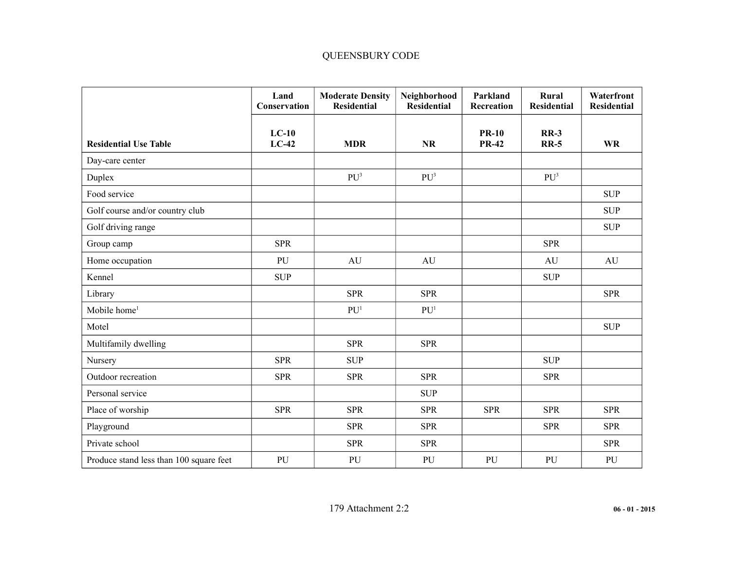| Residential Use Table | Land Conservation LC-10 LC-42 | Moderate Density Residential MDR | Neighborhood Residential NR | Parkland Recreation PR-10 PR-42 | Rural Residential RR-3 RR-5 | Waterfront Residential WR |
|---|---|---|---|---|---|---|
| Day-care center | | | | | | |
| Duplex | | PU[3] | PU[3] | | PU[3] | |
| Food service | | | | | | SUP |
| Golf course and/or country club | | | | | | SUP |
| Golf driving range | | | | | | SUP |
| Group camp | SPR | | | | SPR | |
| Home occupation | PU | AU | AU | | AU | AU |
| Kennel | SUP | | | | SUP | |
| Library | | SPR | SPR | | | SPR |
| Mobile home[1] | | PU[1] | PU[1] | | | |
| Motel | | | | | | SUP |
| Multifamily dwelling | | SPR | SPR | | | |
| Nursery | SPR | SUP | | | SUP | |
| Outdoor recreation | SPR | SPR | SPR | | SPR | |
| Personal service | | | SUP | | | |
| Place of worship | SPR | SPR | SPR | SPR | SPR | SPR |
| Playground | | SPR | SPR | | SPR | SPR |
| Private school | | SPR | SPR | | | SPR |
| Produce stand less than 100 square feet | PU | PU | PU | PU | PU | PU |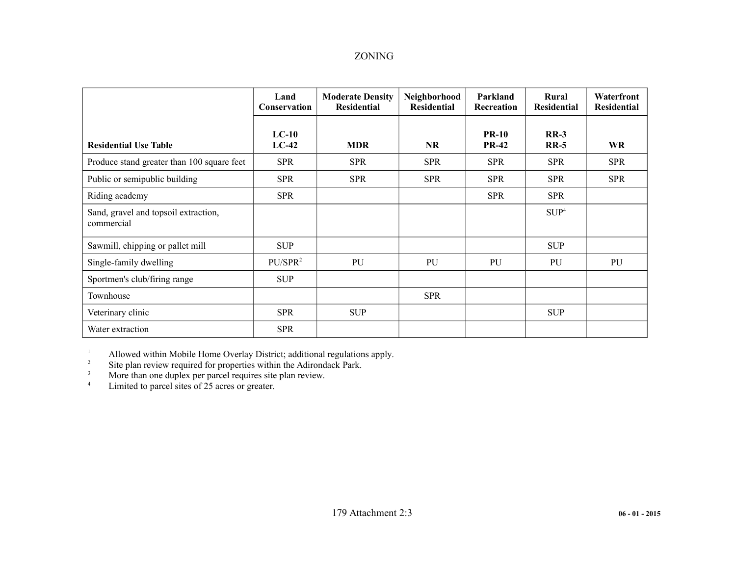ZONING

| Residential Use Table | Land Conservation LC-10 LC-42 | Moderate Density Residential MDR | Neighborhood Residential NR | Parkland Recreation PR-10 PR-42 | Rural Residential RR-3 RR-5 | Waterfront Residential WR |
|---|---|---|---|---|---|---|
| Produce stand greater than 100 square feet | SPR | SPR | SPR | SPR | SPR | SPR |
| Public or semipublic building | SPR | SPR | SPR | SPR | SPR | SPR |
| Riding academy | SPR | | | SPR | SPR | |
| Sand, gravel and topsoil extraction, commercial | | | | | SUP[4] | |
| Sawmill, chipping or pallet mill | SUP | | | | SUP | |
| Single-family dwelling | PU/SPR[2] | PU | PU | PU | PU | PU |
| Sportmen's club/firing range | SUP | | | | | |
| Townhouse | | | SPR | | | |
| Veterinary clinic | SPR | SUP | | | SUP | |
| Water extraction | SPR | | | | | |

[1] Allowed within Mobile Home Overlay District; additional regulations apply.
[2] Site plan review required for properties within the Adirondack Park.
[3] More than one duplex per parcel requires site plan review.
[4] Limited to parcel sites of 25 acres or greater.